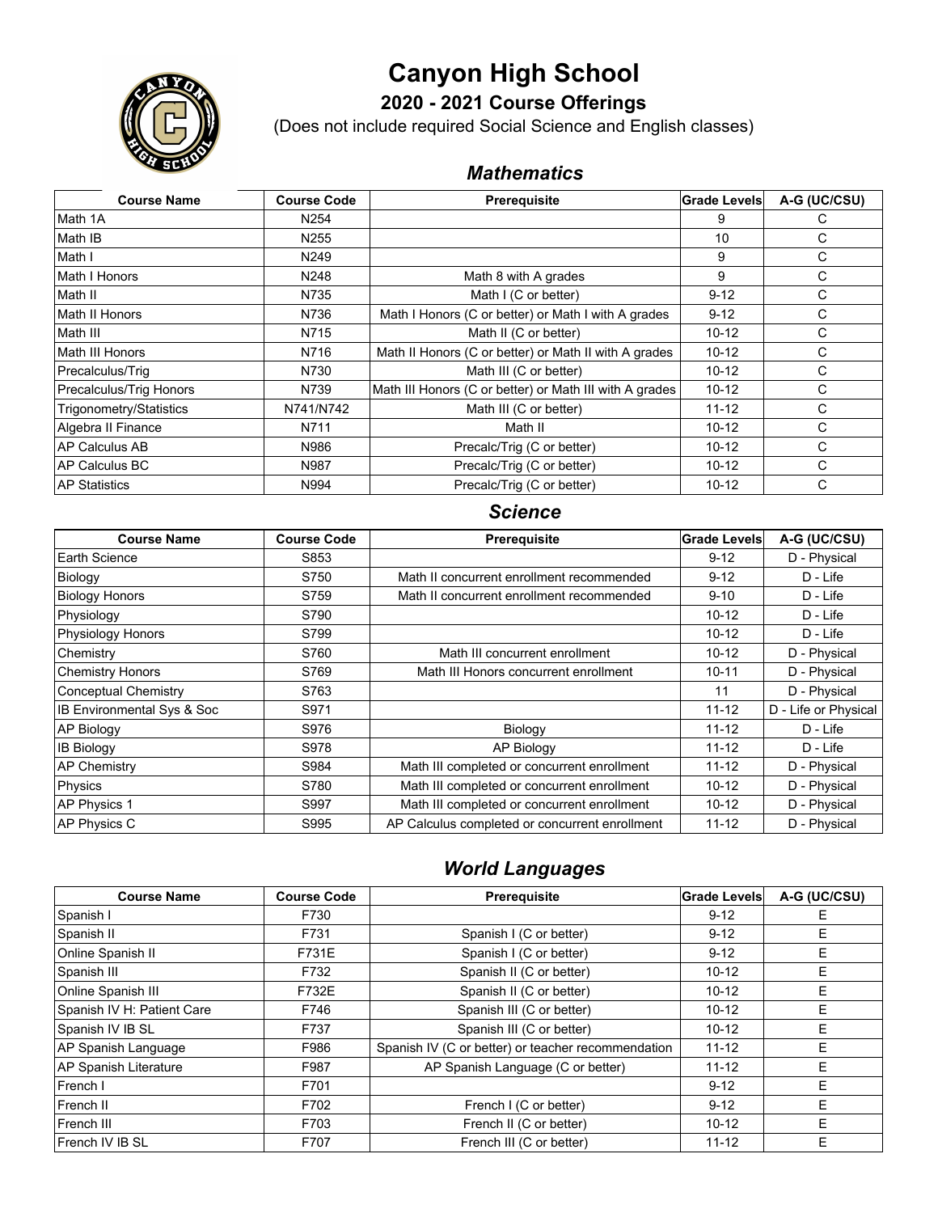# Canyon High School

## 2020 - 2021 Course Offerings

(Does not include required Social Science and English classes)

### *Mathematics*

| Course Name | Course Code | Prerequisite | Grade Levels | A-G (UC/CSU) |
|---|---|---|---|---|
| Math 1A | N254 | | 9 | C |
| Math IB | N255 | | 10 | C |
| Math I | N249 | | 9 | C |
| Math I Honors | N248 | Math 8 with A grades | 9 | C |
| Math II | N735 | Math I (C or better) | 9-12 | C |
| Math II Honors | N736 | Math I Honors (C or better) or Math I with A grades | 9-12 | C |
| Math III | N715 | Math II (C or better) | 10-12 | C |
| Math III Honors | N716 | Math II Honors (C or better) or Math II with A grades | 10-12 | C |
| Precalculus/Trig | N730 | Math III (C or better) | 10-12 | C |
| Precalculus/Trig Honors | N739 | Math III Honors (C or better) or Math III with A grades | 10-12 | C |
| Trigonometry/Statistics | N741/N742 | Math III (C or better) | 11-12 | C |
| Algebra II Finance | N711 | Math II | 10-12 | C |
| AP Calculus AB | N986 | Precalc/Trig (C or better) | 10-12 | C |
| AP Calculus BC | N987 | Precalc/Trig (C or better) | 10-12 | C |
| AP Statistics | N994 | Precalc/Trig (C or better) | 10-12 | C |

### *Science*

| Course Name | Course Code | Prerequisite | Grade Levels | A-G (UC/CSU) |
|---|---|---|---|---|
| Earth Science | S853 | | 9-12 | D - Physical |
| Biology | S750 | Math II concurrent enrollment recommended | 9-12 | D - Life |
| Biology Honors | S759 | Math II concurrent enrollment recommended | 9-10 | D - Life |
| Physiology | S790 | | 10-12 | D - Life |
| Physiology Honors | S799 | | 10-12 | D - Life |
| Chemistry | S760 | Math III concurrent enrollment | 10-12 | D - Physical |
| Chemistry Honors | S769 | Math III Honors concurrent enrollment | 10-11 | D - Physical |
| Conceptual Chemistry | S763 | | 11 | D - Physical |
| IB Environmental Sys & Soc | S971 | | 11-12 | D - Life or Physical |
| AP Biology | S976 | Biology | 11-12 | D - Life |
| IB Biology | S978 | AP Biology | 11-12 | D - Life |
| AP Chemistry | S984 | Math III completed or concurrent enrollment | 11-12 | D - Physical |
| Physics | S780 | Math III completed or concurrent enrollment | 10-12 | D - Physical |
| AP Physics 1 | S997 | Math III completed or concurrent enrollment | 10-12 | D - Physical |
| AP Physics C | S995 | AP Calculus completed or concurrent enrollment | 11-12 | D - Physical |

### *World Languages*

| Course Name | Course Code | Prerequisite | Grade Levels | A-G (UC/CSU) |
|---|---|---|---|---|
| Spanish I | F730 | | 9-12 | E |
| Spanish II | F731 | Spanish I (C or better) | 9-12 | E |
| Online Spanish II | F731E | Spanish I (C or better) | 9-12 | E |
| Spanish III | F732 | Spanish II (C or better) | 10-12 | E |
| Online Spanish III | F732E | Spanish II (C or better) | 10-12 | E |
| Spanish IV H: Patient Care | F746 | Spanish III (C or better) | 10-12 | E |
| Spanish IV IB SL | F737 | Spanish III (C or better) | 10-12 | E |
| AP Spanish Language | F986 | Spanish IV (C or better) or teacher recommendation | 11-12 | E |
| AP Spanish Literature | F987 | AP Spanish Language (C or better) | 11-12 | E |
| French I | F701 | | 9-12 | E |
| French II | F702 | French I (C or better) | 9-12 | E |
| French III | F703 | French II (C or better) | 10-12 | E |
| French IV IB SL | F707 | French III (C or better) | 11-12 | E |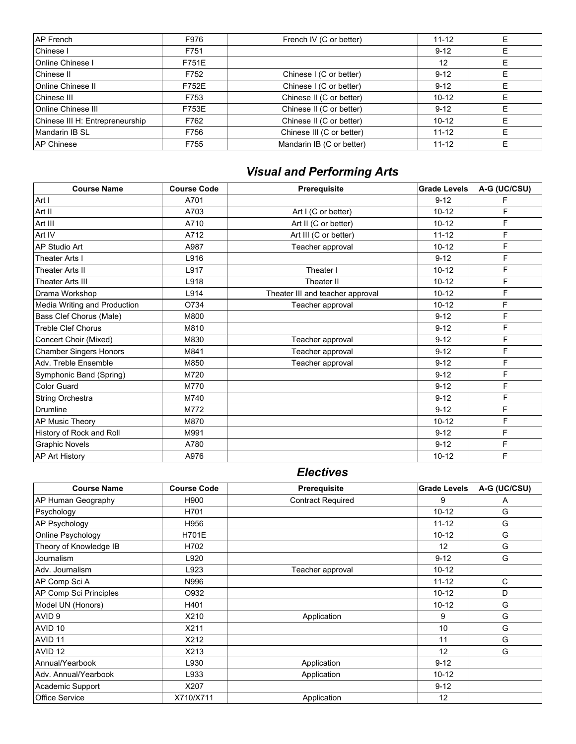| AP French | F976 | French IV (C or better) | 11-12 | E |
|---|---|---|---|---|
| Chinese I | F751 | | 9-12 | E |
| Online Chinese I | F751E | | 12 | E |
| Chinese II | F752 | Chinese I (C or better) | 9-12 | E |
| Online Chinese II | F752E | Chinese I (C or better) | 9-12 | E |
| Chinese III | F753 | Chinese II (C or better) | 10-12 | E |
| Online Chinese III | F753E | Chinese II (C or better) | 9-12 | E |
| Chinese III H: Entrepreneurship | F762 | Chinese II (C or better) | 10-12 | E |
| Mandarin IB SL | F756 | Chinese III (C or better) | 11-12 | E |
| AP Chinese | F755 | Mandarin IB (C or better) | 11-12 | E |

## *Visual and Performing Arts*

| Course Name | Course Code | Prerequisite | Grade Levels | A-G (UC/CSU) |
|---|---|---|---|---|
| Art I | A701 | | 9-12 | F |
| Art II | A703 | Art I (C or better) | 10-12 | F |
| Art III | A710 | Art II (C or better) | 10-12 | F |
| Art IV | A712 | Art III (C or better) | 11-12 | F |
| AP Studio Art | A987 | Teacher approval | 10-12 | F |
| Theater Arts I | L916 | | 9-12 | F |
| Theater Arts II | L917 | Theater I | 10-12 | F |
| Theater Arts III | L918 | Theater II | 10-12 | F |
| Drama Workshop | L914 | Theater III and teacher approval | 10-12 | F |
| Media Writing and Production | O734 | Teacher approval | 10-12 | F |
| Bass Clef Chorus (Male) | M800 | | 9-12 | F |
| Treble Clef Chorus | M810 | | 9-12 | F |
| Concert Choir (Mixed) | M830 | Teacher approval | 9-12 | F |
| Chamber Singers Honors | M841 | Teacher approval | 9-12 | F |
| Adv. Treble Ensemble | M850 | Teacher approval | 9-12 | F |
| Symphonic Band (Spring) | M720 | | 9-12 | F |
| Color Guard | M770 | | 9-12 | F |
| String Orchestra | M740 | | 9-12 | F |
| Drumline | M772 | | 9-12 | F |
| AP Music Theory | M870 | | 10-12 | F |
| History of Rock and Roll | M991 | | 9-12 | F |
| Graphic Novels | A780 | | 9-12 | F |
| AP Art History | A976 | | 10-12 | F |

## *Electives*

| Course Name | Course Code | Prerequisite | Grade Levels | A-G (UC/CSU) |
|---|---|---|---|---|
| AP Human Geography | H900 | Contract Required | 9 | A |
| Psychology | H701 | | 10-12 | G |
| AP Psychology | H956 | | 11-12 | G |
| Online Psychology | H701E | | 10-12 | G |
| Theory of Knowledge IB | H702 | | 12 | G |
| Journalism | L920 | | 9-12 | G |
| Adv. Journalism | L923 | Teacher approval | 10-12 | |
| AP Comp Sci A | N996 | | 11-12 | C |
| AP Comp Sci Principles | O932 | | 10-12 | D |
| Model UN (Honors) | H401 | | 10-12 | G |
| AVID 9 | X210 | Application | 9 | G |
| AVID 10 | X211 | | 10 | G |
| AVID 11 | X212 | | 11 | G |
| AVID 12 | X213 | | 12 | G |
| Annual/Yearbook | L930 | Application | 9-12 | |
| Adv. Annual/Yearbook | L933 | Application | 10-12 | |
| Academic Support | X207 | | 9-12 | |
| Office Service | X710/X711 | Application | 12 | |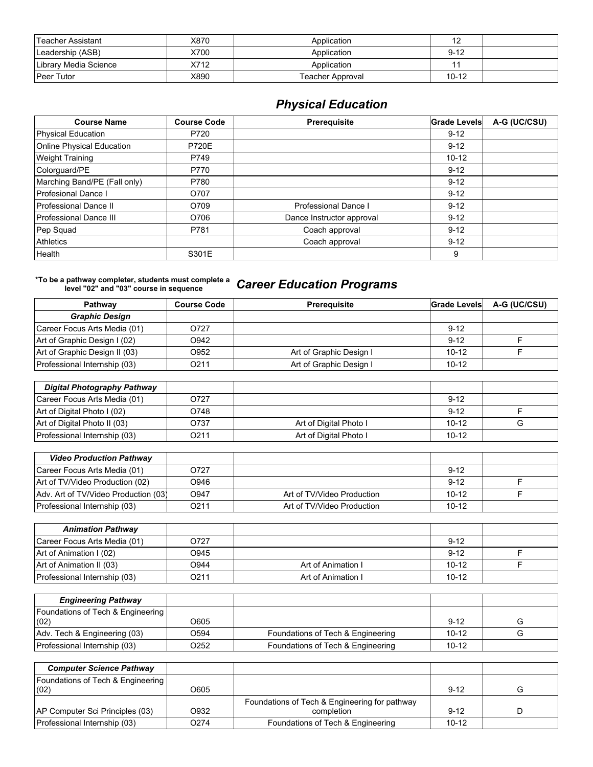| | | | | |
|---|---|---|---|---|
| Teacher Assistant | X870 | Application | 12 | |
| Leadership (ASB) | X700 | Application | 9-12 | |
| Library Media Science | X712 | Application | 11 | |
| Peer Tutor | X890 | Teacher Approval | 10-12 | |

## *Physical Education*

| Course Name | Course Code | Prerequisite | Grade Levels | A-G (UC/CSU) |
|---|---|---|---|---|
| Physical Education | P720 | | 9-12 | |
| Online Physical Education | P720E | | 9-12 | |
| Weight Training | P749 | | 10-12 | |
| Colorguard/PE | P770 | | 9-12 | |
| Marching Band/PE (Fall only) | P780 | | 9-12 | |
| Profesional Dance I | O707 | | 9-12 | |
| Professional Dance II | O709 | Professional Dance I | 9-12 | |
| Professional Dance III | O706 | Dance Instructor approval | 9-12 | |
| Pep Squad | P781 | Coach approval | 9-12 | |
| Athletics | | Coach approval | 9-12 | |
| Health | S301E | | 9 | |

**\*To be a pathway completer, students must complete a level "02" and "03" course in sequence**

## *Career Education Programs*

| Pathway | Course Code | Prerequisite | Grade Levels | A-G (UC/CSU) |
|---|---|---|---|---|
| ***Graphic Design*** | | | | |
| Career Focus Arts Media (01) | O727 | | 9-12 | |
| Art of Graphic Design I (02) | O942 | | 9-12 | F |
| Art of Graphic Design II (03) | O952 | Art of Graphic Design I | 10-12 | F |
| Professional Internship (03) | O211 | Art of Graphic Design I | 10-12 | |
| ***Digital Photography Pathway*** | | | | |
| Career Focus Arts Media (01) | O727 | | 9-12 | |
| Art of Digital Photo I (02) | O748 | | 9-12 | F |
| Art of Digital Photo II (03) | O737 | Art of Digital Photo I | 10-12 | G |
| Professional Internship (03) | O211 | Art of Digital Photo I | 10-12 | |
| ***Video Production Pathway*** | | | | |
| Career Focus Arts Media (01) | O727 | | 9-12 | |
| Art of TV/Video Production (02) | O946 | | 9-12 | F |
| Adv. Art of TV/Video Production (03) | O947 | Art of TV/Video Production | 10-12 | F |
| Professional Internship (03) | O211 | Art of TV/Video Production | 10-12 | |
| ***Animation Pathway*** | | | | |
| Career Focus Arts Media (01) | O727 | | 9-12 | |
| Art of Animation I (02) | O945 | | 9-12 | F |
| Art of Animation II (03) | O944 | Art of Animation I | 10-12 | F |
| Professional Internship (03) | O211 | Art of Animation I | 10-12 | |
| ***Engineering Pathway*** | | | | |
| Foundations of Tech & Engineering (02) | O605 | | 9-12 | G |
| Adv. Tech & Engineering (03) | O594 | Foundations of Tech & Engineering | 10-12 | G |
| Professional Internship (03) | O252 | Foundations of Tech & Engineering | 10-12 | |
| ***Computer Science Pathway*** | | | | |
| Foundations of Tech & Engineering (02) | O605 | | 9-12 | G |
| AP Computer Sci Principles (03) | O932 | Foundations of Tech & Engineering for pathway completion | 9-12 | D |
| Professional Internship (03) | O274 | Foundations of Tech & Engineering | 10-12 | |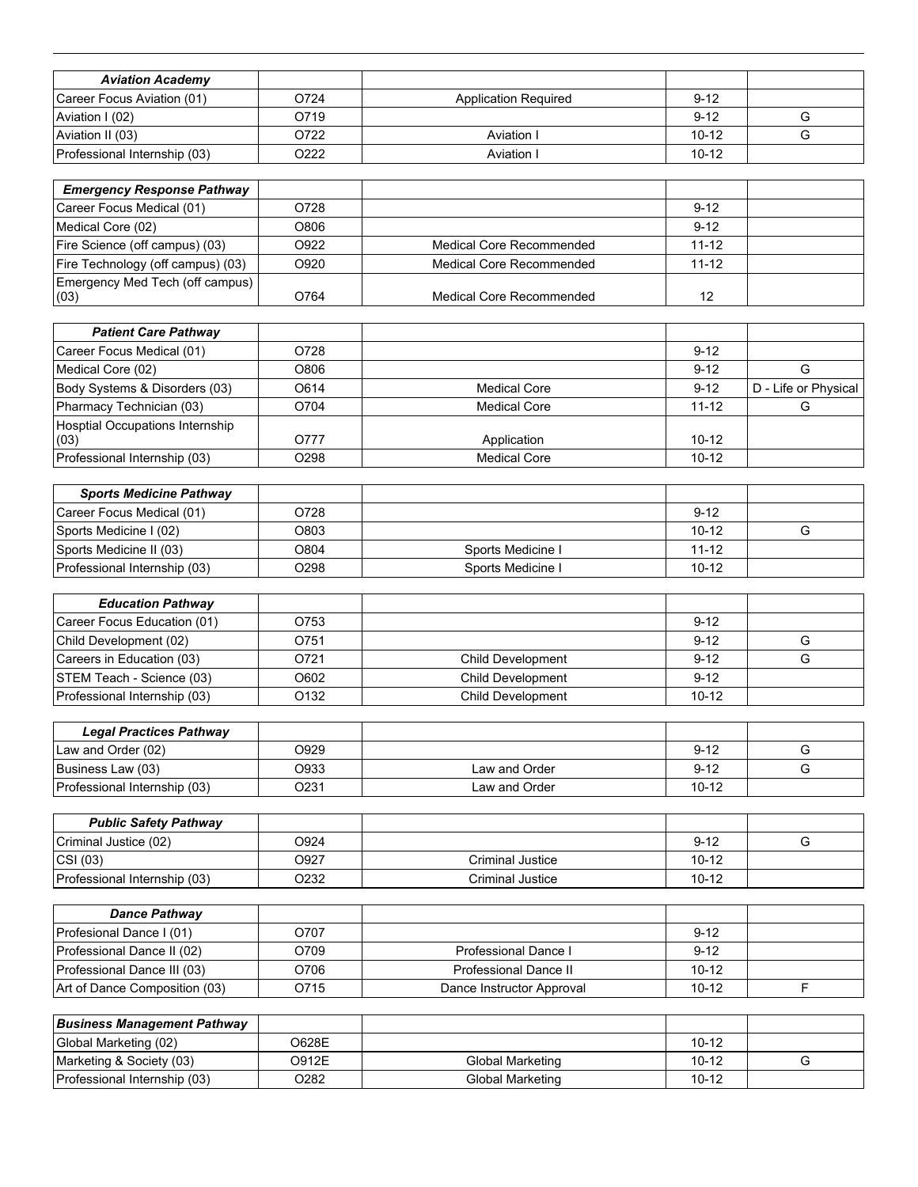| *Aviation Academy* | | | | |
|---|---|---|---|---|
| Career Focus Aviation (01) | O724 | Application Required | 9-12 | |
| Aviation I (02) | O719 | | 9-12 | G |
| Aviation II (03) | O722 | Aviation I | 10-12 | G |
| Professional Internship (03) | O222 | Aviation I | 10-12 | |

| *Emergency Response Pathway* | | | | |
|---|---|---|---|---|
| Career Focus Medical (01) | O728 | | 9-12 | |
| Medical Core (02) | O806 | | 9-12 | |
| Fire Science (off campus) (03) | O922 | Medical Core Recommended | 11-12 | |
| Fire Technology (off campus) (03) | O920 | Medical Core Recommended | 11-12 | |
| Emergency Med Tech (off campus) (03) | O764 | Medical Core Recommended | 12 | |

| *Patient Care Pathway* | | | | |
|---|---|---|---|---|
| Career Focus Medical (01) | O728 | | 9-12 | |
| Medical Core (02) | O806 | | 9-12 | G |
| Body Systems & Disorders (03) | O614 | Medical Core | 9-12 | D - Life or Physical |
| Pharmacy Technician (03) | O704 | Medical Core | 11-12 | G |
| Hosptial Occupations Internship (03) | O777 | Application | 10-12 | |
| Professional Internship (03) | O298 | Medical Core | 10-12 | |

| *Sports Medicine Pathway* | | | | |
|---|---|---|---|---|
| Career Focus Medical (01) | O728 | | 9-12 | |
| Sports Medicine I (02) | O803 | | 10-12 | G |
| Sports Medicine II (03) | O804 | Sports Medicine I | 11-12 | |
| Professional Internship (03) | O298 | Sports Medicine I | 10-12 | |

| *Education Pathway* | | | | |
|---|---|---|---|---|
| Career Focus Education (01) | O753 | | 9-12 | |
| Child Development (02) | O751 | | 9-12 | G |
| Careers in Education (03) | O721 | Child Development | 9-12 | G |
| STEM Teach - Science (03) | O602 | Child Development | 9-12 | |
| Professional Internship (03) | O132 | Child Development | 10-12 | |

| *Legal Practices Pathway* | | | | |
|---|---|---|---|---|
| Law and Order (02) | O929 | | 9-12 | G |
| Business Law (03) | O933 | Law and Order | 9-12 | G |
| Professional Internship (03) | O231 | Law and Order | 10-12 | |

| *Public Safety Pathway* | | | | |
|---|---|---|---|---|
| Criminal Justice (02) | O924 | | 9-12 | G |
| CSI (03) | O927 | Criminal Justice | 10-12 | |
| Professional Internship (03) | O232 | Criminal Justice | 10-12 | |

| *Dance Pathway* | | | | |
|---|---|---|---|---|
| Profesional Dance I (01) | O707 | | 9-12 | |
| Professional Dance II (02) | O709 | Professional Dance I | 9-12 | |
| Professional Dance III (03) | O706 | Professional Dance II | 10-12 | |
| Art of Dance Composition (03) | O715 | Dance Instructor Approval | 10-12 | F |

| *Business Management Pathway* | | | | |
|---|---|---|---|---|
| Global Marketing (02) | O628E | | 10-12 | |
| Marketing & Society (03) | O912E | Global Marketing | 10-12 | G |
| Professional Internship (03) | O282 | Global Marketing | 10-12 | |